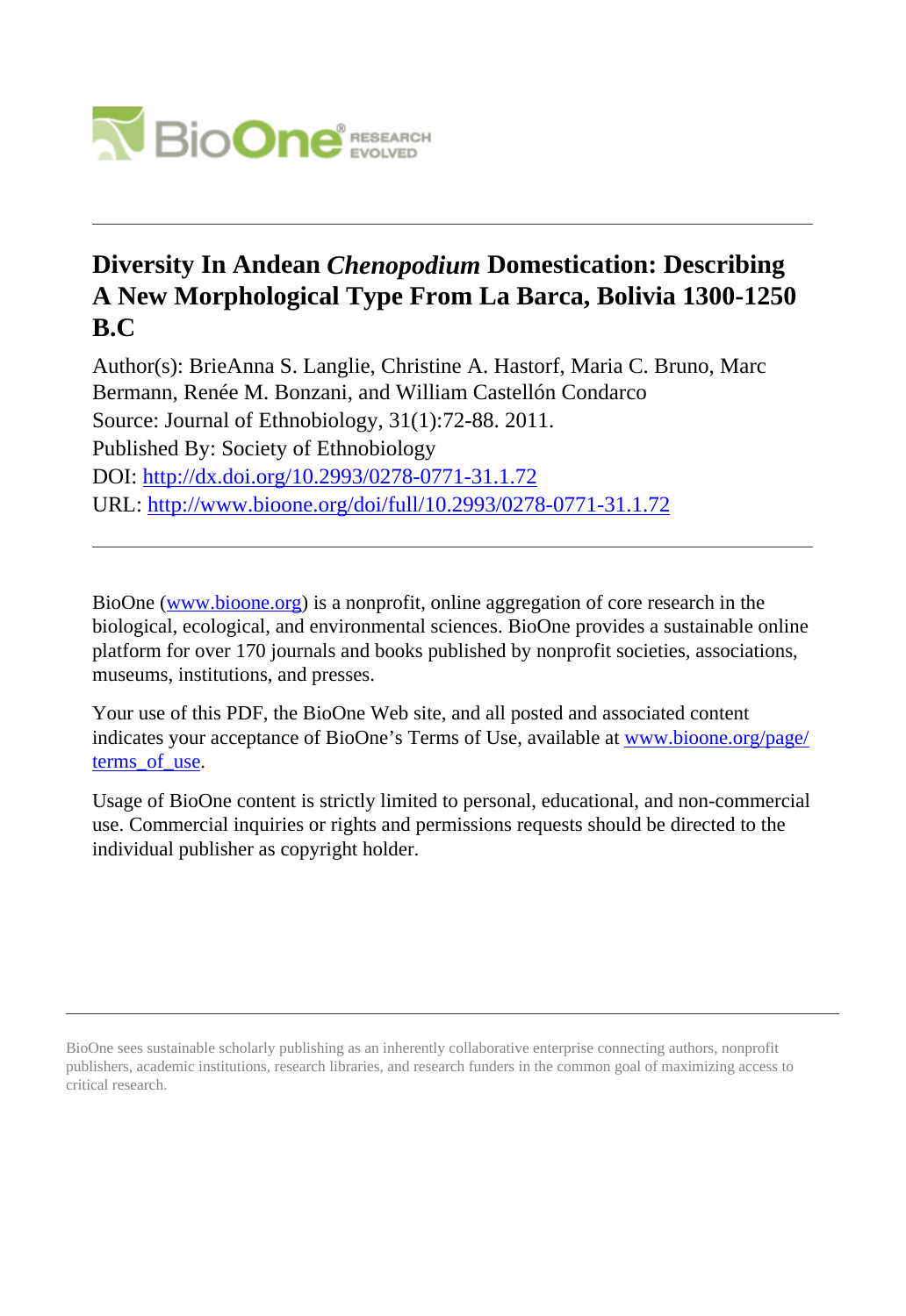# Diversity In Andean *Chenopodium* Domestication: Describing A New Morphological Type From La Barca, Bolivia 1300-1250 B.C

Author(s): BrieAnna S. Langlie, Christine A. Hastorf, Maria C. Bruno, Marc Bermann, Renée M. Bonzani, and William Castellón Condarco

Source: Journal of Ethnobiology, 31(1):72-88. 2011.

Published By: Society of Ethnobiology

DOI: http://dx.doi.org/10.2993/0278-0771-31.1.72

URL: http://www.bioone.org/doi/full/10.2993/0278-0771-31.1.72

---

BioOne (www.bioone.org) is a nonprofit, online aggregation of core research in the biological, ecological, and environmental sciences. BioOne provides a sustainable online platform for over 170 journals and books published by nonprofit societies, associations, museums, institutions, and presses.

Your use of this PDF, the BioOne Web site, and all posted and associated content indicates your acceptance of BioOne's Terms of Use, available at www.bioone.org/page/terms_of_use.

Usage of BioOne content is strictly limited to personal, educational, and non-commercial use. Commercial inquiries or rights and permissions requests should be directed to the individual publisher as copyright holder.

---

BioOne sees sustainable scholarly publishing as an inherently collaborative enterprise connecting authors, nonprofit publishers, academic institutions, research libraries, and research funders in the common goal of maximizing access to critical research.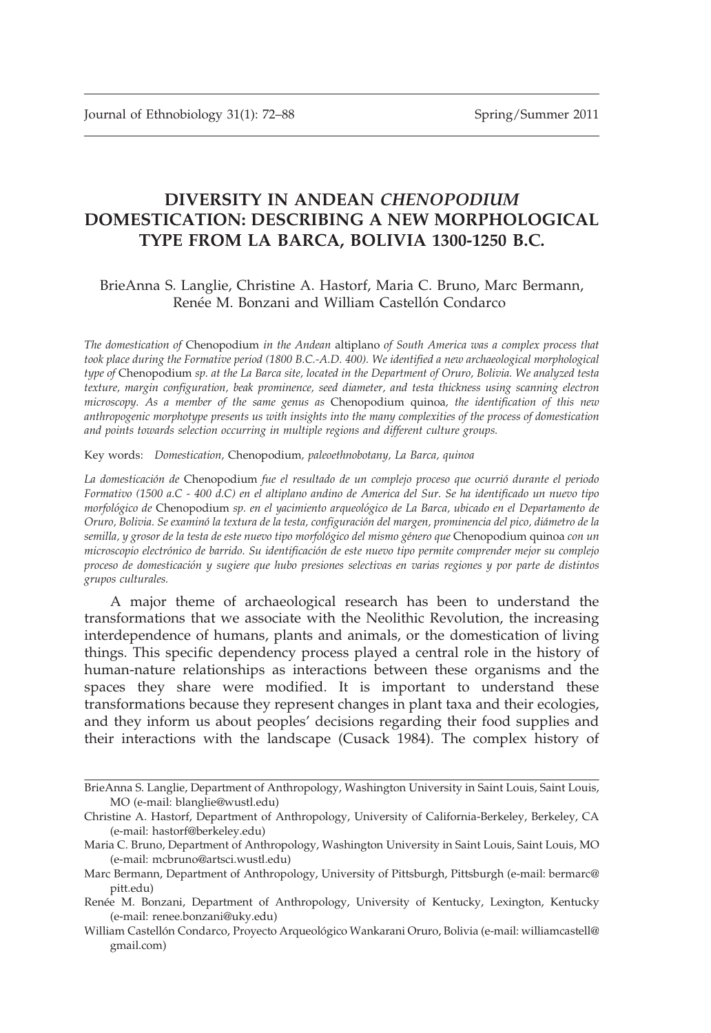# DIVERSITY IN ANDEAN *CHENOPODIUM* DOMESTICATION: DESCRIBING A NEW MORPHOLOGICAL TYPE FROM LA BARCA, BOLIVIA 1300-1250 B.C.

BrieAnna S. Langlie, Christine A. Hastorf, Maria C. Bruno, Marc Bermann, Renée M. Bonzani and William Castellón Condarco

*The domestication of* Chenopodium *in the Andean* altiplano *of South America was a complex process that took place during the Formative period (1800 B.C.-A.D. 400). We identified a new archaeological morphological type of* Chenopodium *sp. at the La Barca site, located in the Department of Oruro, Bolivia. We analyzed testa texture, margin configuration, beak prominence, seed diameter, and testa thickness using scanning electron microscopy. As a member of the same genus as* Chenopodium quinoa*, the identification of this new anthropogenic morphotype presents us with insights into the many complexities of the process of domestication and points towards selection occurring in multiple regions and different culture groups.*

Key words: *Domestication,* Chenopodium*, paleoethnobotany, La Barca, quinoa*

*La domesticación de* Chenopodium *fue el resultado de un complejo proceso que ocurrió durante el periodo Formativo (1500 a.C - 400 d.C) en el altiplano andino de America del Sur. Se ha identificado un nuevo tipo morfológico de* Chenopodium *sp. en el yacimiento arqueológico de La Barca, ubicado en el Departamento de Oruro, Bolivia. Se examinó la textura de la testa, configuración del margen, prominencia del pico, diámetro de la semilla, y grosor de la testa de este nuevo tipo morfológico del mismo género que* Chenopodium quinoa *con un microscopio electrónico de barrido. Su identificación de este nuevo tipo permite comprender mejor su complejo proceso de domesticación y sugiere que hubo presiones selectivas en varias regiones y por parte de distintos grupos culturales.*

A major theme of archaeological research has been to understand the transformations that we associate with the Neolithic Revolution, the increasing interdependence of humans, plants and animals, or the domestication of living things. This specific dependency process played a central role in the history of human-nature relationships as interactions between these organisms and the spaces they share were modified. It is important to understand these transformations because they represent changes in plant taxa and their ecologies, and they inform us about peoples' decisions regarding their food supplies and their interactions with the landscape (Cusack 1984). The complex history of

---

BrieAnna S. Langlie, Department of Anthropology, Washington University in Saint Louis, Saint Louis, MO (e-mail: blanglie@wustl.edu)

Christine A. Hastorf, Department of Anthropology, University of California-Berkeley, Berkeley, CA (e-mail: hastorf@berkeley.edu)

Maria C. Bruno, Department of Anthropology, Washington University in Saint Louis, Saint Louis, MO (e-mail: mcbruno@artsci.wustl.edu)

Marc Bermann, Department of Anthropology, University of Pittsburgh, Pittsburgh (e-mail: bermarc@pitt.edu)

Renée M. Bonzani, Department of Anthropology, University of Kentucky, Lexington, Kentucky (e-mail: renee.bonzani@uky.edu)

William Castellón Condarco, Proyecto Arqueológico Wankarani Oruro, Bolivia (e-mail: williamcastell@gmail.com)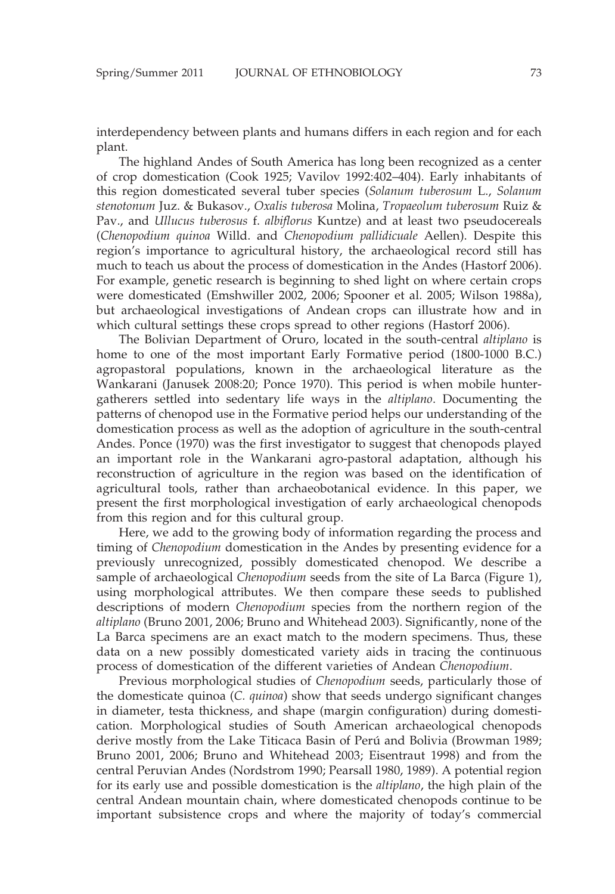interdependency between plants and humans differs in each region and for each plant.

The highland Andes of South America has long been recognized as a center of crop domestication (Cook 1925; Vavilov 1992:402–404). Early inhabitants of this region domesticated several tuber species (*Solanum tuberosum* L., *Solanum stenotonum* Juz. & Bukasov., *Oxalis tuberosa* Molina, *Tropaeolum tuberosum* Ruiz & Pav., and *Ullucus tuberosus* f. *albiflorus* Kuntze) and at least two pseudocereals (*Chenopodium quinoa* Willd. and *Chenopodium pallidicuale* Aellen). Despite this region's importance to agricultural history, the archaeological record still has much to teach us about the process of domestication in the Andes (Hastorf 2006). For example, genetic research is beginning to shed light on where certain crops were domesticated (Emshwiller 2002, 2006; Spooner et al. 2005; Wilson 1988a), but archaeological investigations of Andean crops can illustrate how and in which cultural settings these crops spread to other regions (Hastorf 2006).

The Bolivian Department of Oruro, located in the south-central *altiplano* is home to one of the most important Early Formative period (1800-1000 B.C.) agropastoral populations, known in the archaeological literature as the Wankarani (Janusek 2008:20; Ponce 1970). This period is when mobile hunter-gatherers settled into sedentary life ways in the *altiplano*. Documenting the patterns of chenopod use in the Formative period helps our understanding of the domestication process as well as the adoption of agriculture in the south-central Andes. Ponce (1970) was the first investigator to suggest that chenopods played an important role in the Wankarani agro-pastoral adaptation, although his reconstruction of agriculture in the region was based on the identification of agricultural tools, rather than archaeobotanical evidence. In this paper, we present the first morphological investigation of early archaeological chenopods from this region and for this cultural group.

Here, we add to the growing body of information regarding the process and timing of *Chenopodium* domestication in the Andes by presenting evidence for a previously unrecognized, possibly domesticated chenopod. We describe a sample of archaeological *Chenopodium* seeds from the site of La Barca (Figure 1), using morphological attributes. We then compare these seeds to published descriptions of modern *Chenopodium* species from the northern region of the *altiplano* (Bruno 2001, 2006; Bruno and Whitehead 2003). Significantly, none of the La Barca specimens are an exact match to the modern specimens. Thus, these data on a new possibly domesticated variety aids in tracing the continuous process of domestication of the different varieties of Andean *Chenopodium*.

Previous morphological studies of *Chenopodium* seeds, particularly those of the domesticate quinoa (*C. quinoa*) show that seeds undergo significant changes in diameter, testa thickness, and shape (margin configuration) during domestication. Morphological studies of South American archaeological chenopods derive mostly from the Lake Titicaca Basin of Perú and Bolivia (Browman 1989; Bruno 2001, 2006; Bruno and Whitehead 2003; Eisentraut 1998) and from the central Peruvian Andes (Nordstrom 1990; Pearsall 1980, 1989). A potential region for its early use and possible domestication is the *altiplano*, the high plain of the central Andean mountain chain, where domesticated chenopods continue to be important subsistence crops and where the majority of today's commercial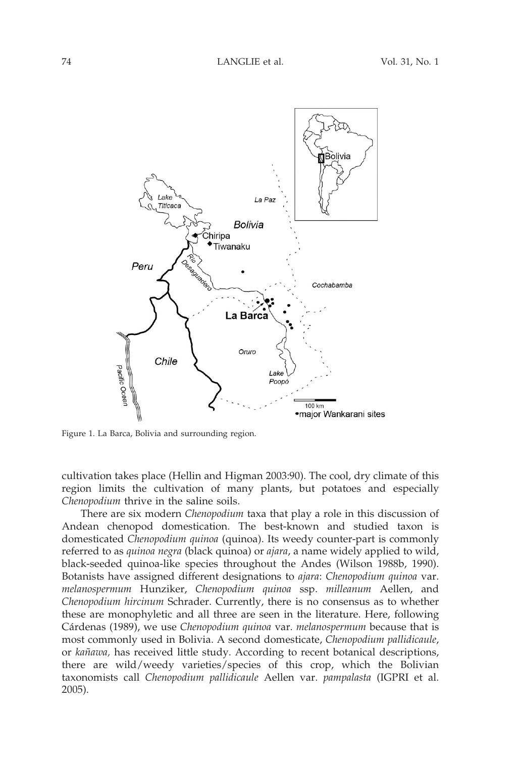Figure 1. La Barca, Bolivia and surrounding region.

cultivation takes place (Hellin and Higman 2003:90). The cool, dry climate of this region limits the cultivation of many plants, but potatoes and especially *Chenopodium* thrive in the saline soils.

There are six modern *Chenopodium* taxa that play a role in this discussion of Andean chenopod domestication. The best-known and studied taxon is domesticated *Chenopodium quinoa* (quinoa). Its weedy counter-part is commonly referred to as *quinoa negra* (black quinoa) or *ajara*, a name widely applied to wild, black-seeded quinoa-like species throughout the Andes (Wilson 1988b, 1990). Botanists have assigned different designations to *ajara*: *Chenopodium quinoa* var. *melanospermum* Hunziker, *Chenopodium quinoa* ssp. *milleanum* Aellen, and *Chenopodium hircinum* Schrader. Currently, there is no consensus as to whether these are monophyletic and all three are seen in the literature. Here, following Cárdenas (1989), we use *Chenopodium quinoa* var. *melanospermum* because that is most commonly used in Bolivia. A second domesticate, *Chenopodium pallidicaule*, or *kañawa,* has received little study. According to recent botanical descriptions, there are wild/weedy varieties/species of this crop, which the Bolivian taxonomists call *Chenopodium pallidicaule* Aellen var. *pampalasta* (IGPRI et al. 2005).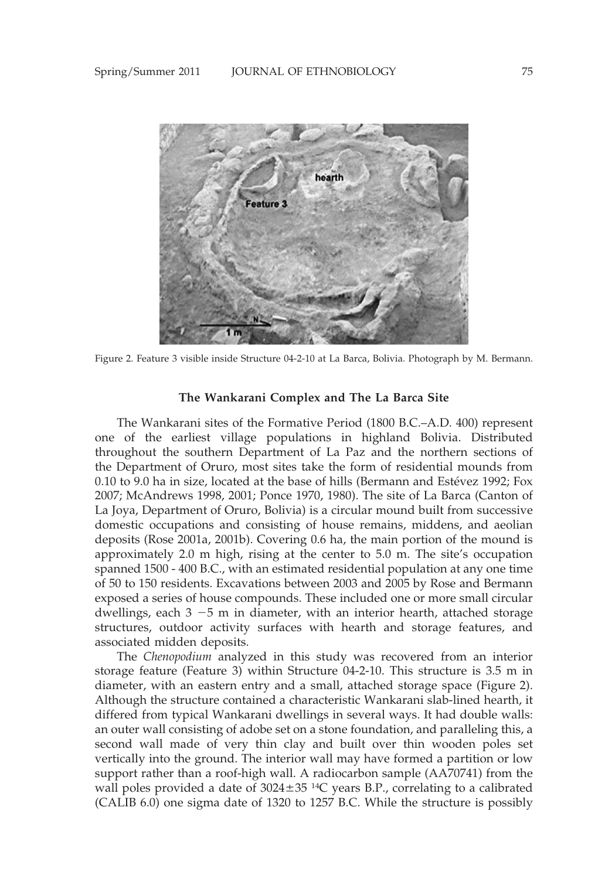Figure 2. Feature 3 visible inside Structure 04-2-10 at La Barca, Bolivia. Photograph by M. Bermann.

### The Wankarani Complex and The La Barca Site

The Wankarani sites of the Formative Period (1800 B.C.–A.D. 400) represent one of the earliest village populations in highland Bolivia. Distributed throughout the southern Department of La Paz and the northern sections of the Department of Oruro, most sites take the form of residential mounds from 0.10 to 9.0 ha in size, located at the base of hills (Bermann and Estévez 1992; Fox 2007; McAndrews 1998, 2001; Ponce 1970, 1980). The site of La Barca (Canton of La Joya, Department of Oruro, Bolivia) is a circular mound built from successive domestic occupations and consisting of house remains, middens, and aeolian deposits (Rose 2001a, 2001b). Covering 0.6 ha, the main portion of the mound is approximately 2.0 m high, rising at the center to 5.0 m. The site's occupation spanned 1500 - 400 B.C., with an estimated residential population at any one time of 50 to 150 residents. Excavations between 2003 and 2005 by Rose and Bermann exposed a series of house compounds. These included one or more small circular dwellings, each 3 −5 m in diameter, with an interior hearth, attached storage structures, outdoor activity surfaces with hearth and storage features, and associated midden deposits.

The *Chenopodium* analyzed in this study was recovered from an interior storage feature (Feature 3) within Structure 04-2-10. This structure is 3.5 m in diameter, with an eastern entry and a small, attached storage space (Figure 2). Although the structure contained a characteristic Wankarani slab-lined hearth, it differed from typical Wankarani dwellings in several ways. It had double walls: an outer wall consisting of adobe set on a stone foundation, and paralleling this, a second wall made of very thin clay and built over thin wooden poles set vertically into the ground. The interior wall may have formed a partition or low support rather than a roof-high wall. A radiocarbon sample (AA70741) from the wall poles provided a date of 3024±35 $^{14}C$ years B.P., correlating to a calibrated (CALIB 6.0) one sigma date of 1320 to 1257 B.C. While the structure is possibly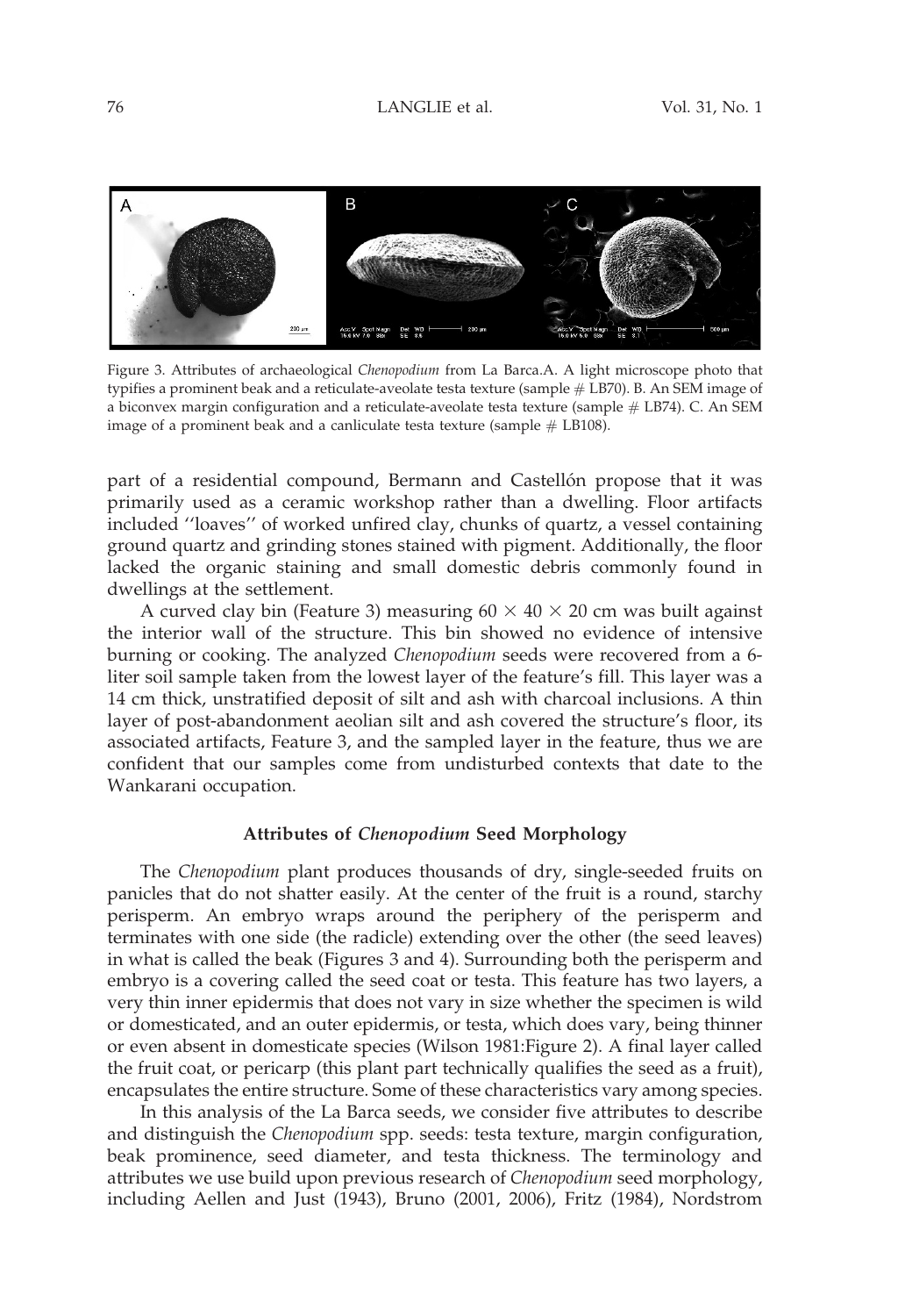Figure 3. Attributes of archaeological *Chenopodium* from La Barca.A. A light microscope photo that typifies a prominent beak and a reticulate-aveolate testa texture (sample # LB70). B. An SEM image of a biconvex margin configuration and a reticulate-aveolate testa texture (sample # LB74). C. An SEM image of a prominent beak and a canliculate testa texture (sample # LB108).

part of a residential compound, Bermann and Castellón propose that it was primarily used as a ceramic workshop rather than a dwelling. Floor artifacts included ''loaves'' of worked unfired clay, chunks of quartz, a vessel containing ground quartz and grinding stones stained with pigment. Additionally, the floor lacked the organic staining and small domestic debris commonly found in dwellings at the settlement.

A curved clay bin (Feature 3) measuring 60 × 40 × 20 cm was built against the interior wall of the structure. This bin showed no evidence of intensive burning or cooking. The analyzed *Chenopodium* seeds were recovered from a 6-liter soil sample taken from the lowest layer of the feature's fill. This layer was a 14 cm thick, unstratified deposit of silt and ash with charcoal inclusions. A thin layer of post-abandonment aeolian silt and ash covered the structure's floor, its associated artifacts, Feature 3, and the sampled layer in the feature, thus we are confident that our samples come from undisturbed contexts that date to the Wankarani occupation.

## Attributes of *Chenopodium* Seed Morphology

The *Chenopodium* plant produces thousands of dry, single-seeded fruits on panicles that do not shatter easily. At the center of the fruit is a round, starchy perisperm. An embryo wraps around the periphery of the perisperm and terminates with one side (the radicle) extending over the other (the seed leaves) in what is called the beak (Figures 3 and 4). Surrounding both the perisperm and embryo is a covering called the seed coat or testa. This feature has two layers, a very thin inner epidermis that does not vary in size whether the specimen is wild or domesticated, and an outer epidermis, or testa, which does vary, being thinner or even absent in domesticate species (Wilson 1981:Figure 2). A final layer called the fruit coat, or pericarp (this plant part technically qualifies the seed as a fruit), encapsulates the entire structure. Some of these characteristics vary among species.

In this analysis of the La Barca seeds, we consider five attributes to describe and distinguish the *Chenopodium* spp. seeds: testa texture, margin configuration, beak prominence, seed diameter, and testa thickness. The terminology and attributes we use build upon previous research of *Chenopodium* seed morphology, including Aellen and Just (1943), Bruno (2001, 2006), Fritz (1984), Nordstrom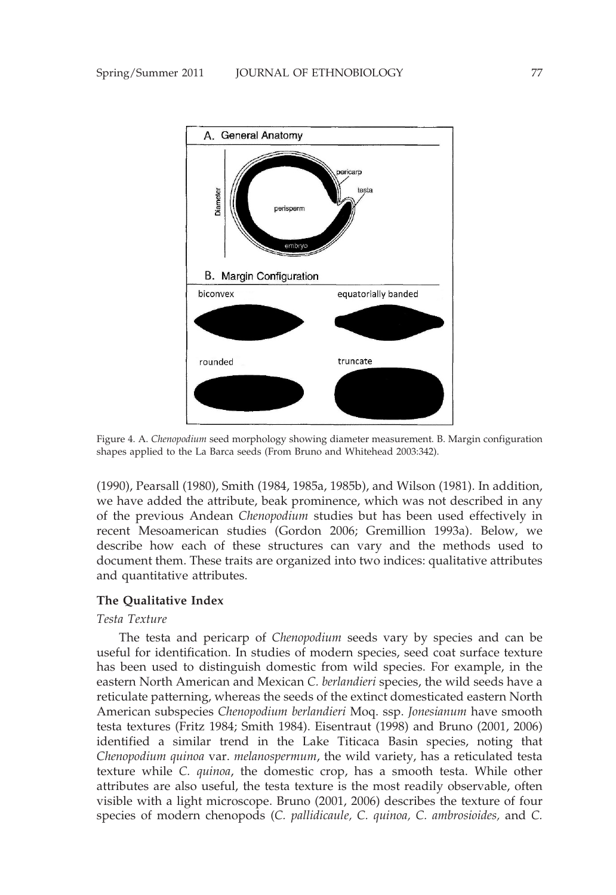Figure 4. A. *Chenopodium* seed morphology showing diameter measurement. B. Margin configuration shapes applied to the La Barca seeds (From Bruno and Whitehead 2003:342).

(1990), Pearsall (1980), Smith (1984, 1985a, 1985b), and Wilson (1981). In addition, we have added the attribute, beak prominence, which was not described in any of the previous Andean *Chenopodium* studies but has been used effectively in recent Mesoamerican studies (Gordon 2006; Gremillion 1993a). Below, we describe how each of these structures can vary and the methods used to document them. These traits are organized into two indices: qualitative attributes and quantitative attributes.

### The Qualitative Index

#### *Testa Texture*

The testa and pericarp of *Chenopodium* seeds vary by species and can be useful for identification. In studies of modern species, seed coat surface texture has been used to distinguish domestic from wild species. For example, in the eastern North American and Mexican *C. berlandieri* species, the wild seeds have a reticulate patterning, whereas the seeds of the extinct domesticated eastern North American subspecies *Chenopodium berlandieri* Moq. ssp. *Jonesianum* have smooth testa textures (Fritz 1984; Smith 1984). Eisentraut (1998) and Bruno (2001, 2006) identified a similar trend in the Lake Titicaca Basin species, noting that *Chenopodium quinoa* var. *melanospermum*, the wild variety, has a reticulated testa texture while *C. quinoa*, the domestic crop, has a smooth testa. While other attributes are also useful, the testa texture is the most readily observable, often visible with a light microscope. Bruno (2001, 2006) describes the texture of four species of modern chenopods (*C. pallidicaule, C. quinoa, C. ambrosioides,* and *C.*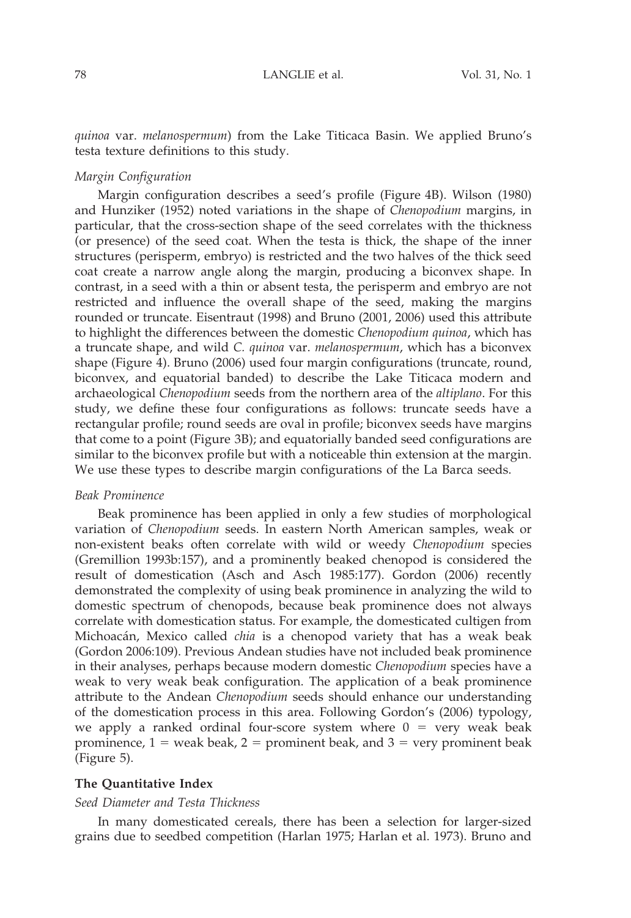*quinoa* var. *melanospermum*) from the Lake Titicaca Basin. We applied Bruno's testa texture definitions to this study.

#### *Margin Configuration*

Margin configuration describes a seed's profile (Figure 4B). Wilson (1980) and Hunziker (1952) noted variations in the shape of *Chenopodium* margins, in particular, that the cross-section shape of the seed correlates with the thickness (or presence) of the seed coat. When the testa is thick, the shape of the inner structures (perisperm, embryo) is restricted and the two halves of the thick seed coat create a narrow angle along the margin, producing a biconvex shape. In contrast, in a seed with a thin or absent testa, the perisperm and embryo are not restricted and influence the overall shape of the seed, making the margins rounded or truncate. Eisentraut (1998) and Bruno (2001, 2006) used this attribute to highlight the differences between the domestic *Chenopodium quinoa*, which has a truncate shape, and wild *C. quinoa* var. *melanospermum*, which has a biconvex shape (Figure 4). Bruno (2006) used four margin configurations (truncate, round, biconvex, and equatorial banded) to describe the Lake Titicaca modern and archaeological *Chenopodium* seeds from the northern area of the *altiplano*. For this study, we define these four configurations as follows: truncate seeds have a rectangular profile; round seeds are oval in profile; biconvex seeds have margins that come to a point (Figure 3B); and equatorially banded seed configurations are similar to the biconvex profile but with a noticeable thin extension at the margin. We use these types to describe margin configurations of the La Barca seeds.

#### *Beak Prominence*

Beak prominence has been applied in only a few studies of morphological variation of *Chenopodium* seeds. In eastern North American samples, weak or non-existent beaks often correlate with wild or weedy *Chenopodium* species (Gremillion 1993b:157), and a prominently beaked chenopod is considered the result of domestication (Asch and Asch 1985:177). Gordon (2006) recently demonstrated the complexity of using beak prominence in analyzing the wild to domestic spectrum of chenopods, because beak prominence does not always correlate with domestication status. For example, the domesticated cultigen from Michoacán, Mexico called *chia* is a chenopod variety that has a weak beak (Gordon 2006:109). Previous Andean studies have not included beak prominence in their analyses, perhaps because modern domestic *Chenopodium* species have a weak to very weak beak configuration. The application of a beak prominence attribute to the Andean *Chenopodium* seeds should enhance our understanding of the domestication process in this area. Following Gordon's (2006) typology, we apply a ranked ordinal four-score system where 0 = very weak beak prominence, 1 = weak beak, 2 = prominent beak, and 3 = very prominent beak (Figure 5).

### **The Quantitative Index**

#### *Seed Diameter and Testa Thickness*

In many domesticated cereals, there has been a selection for larger-sized grains due to seedbed competition (Harlan 1975; Harlan et al. 1973). Bruno and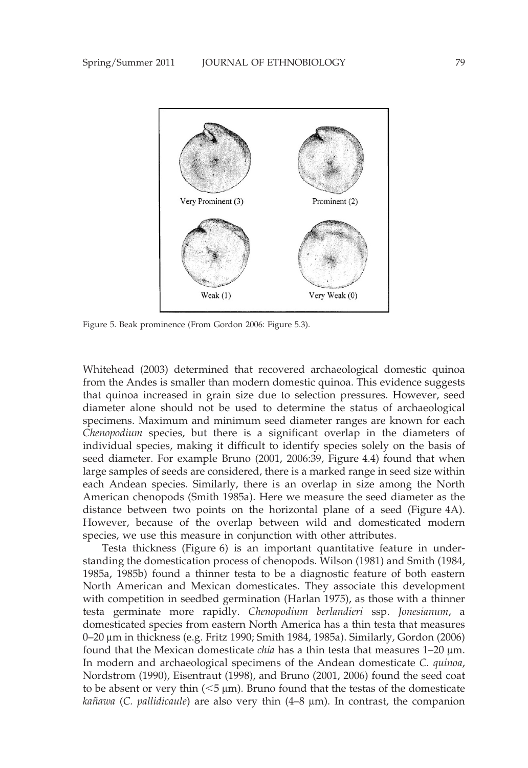Figure 5. Beak prominence (From Gordon 2006: Figure 5.3).

Whitehead (2003) determined that recovered archaeological domestic quinoa from the Andes is smaller than modern domestic quinoa. This evidence suggests that quinoa increased in grain size due to selection pressures. However, seed diameter alone should not be used to determine the status of archaeological specimens. Maximum and minimum seed diameter ranges are known for each *Chenopodium* species, but there is a significant overlap in the diameters of individual species, making it difficult to identify species solely on the basis of seed diameter. For example Bruno (2001, 2006:39, Figure 4.4) found that when large samples of seeds are considered, there is a marked range in seed size within each Andean species. Similarly, there is an overlap in size among the North American chenopods (Smith 1985a). Here we measure the seed diameter as the distance between two points on the horizontal plane of a seed (Figure 4A). However, because of the overlap between wild and domesticated modern species, we use this measure in conjunction with other attributes.

Testa thickness (Figure 6) is an important quantitative feature in understanding the domestication process of chenopods. Wilson (1981) and Smith (1984, 1985a, 1985b) found a thinner testa to be a diagnostic feature of both eastern North American and Mexican domesticates. They associate this development with competition in seedbed germination (Harlan 1975), as those with a thinner testa germinate more rapidly. *Chenopodium berlandieri* ssp. *Jonesianum*, a domesticated species from eastern North America has a thin testa that measures 0–20 µm in thickness (e.g. Fritz 1990; Smith 1984, 1985a). Similarly, Gordon (2006) found that the Mexican domesticate *chia* has a thin testa that measures 1–20 µm. In modern and archaeological specimens of the Andean domesticate *C. quinoa*, Nordstrom (1990), Eisentraut (1998), and Bruno (2001, 2006) found the seed coat to be absent or very thin (<5 µm). Bruno found that the testas of the domesticate *kañawa* (*C. pallidicaule*) are also very thin (4–8 µm). In contrast, the companion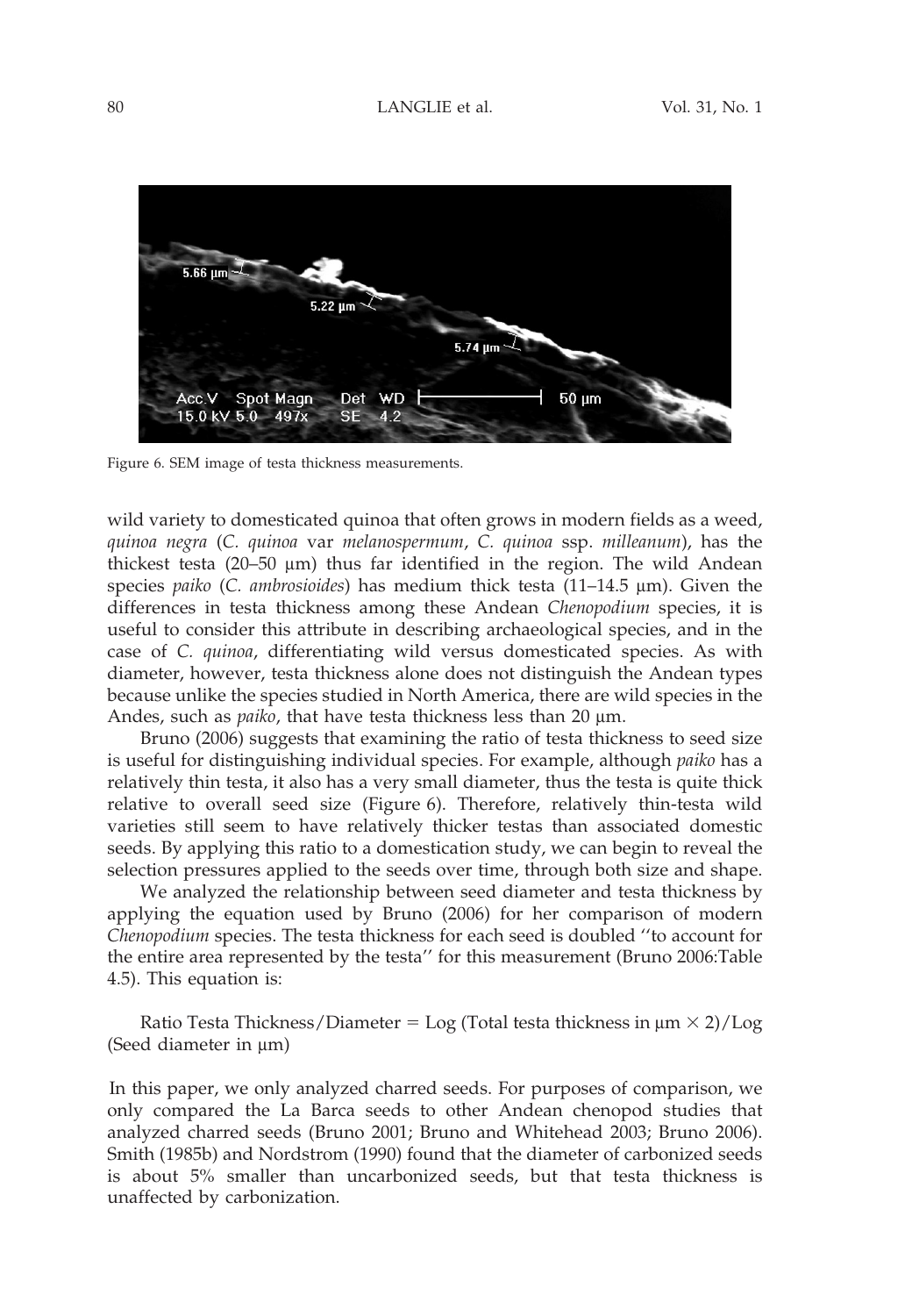Figure 6. SEM image of testa thickness measurements.

wild variety to domesticated quinoa that often grows in modern fields as a weed, *quinoa negra* (*C. quinoa* var *melanospermum*, *C. quinoa* ssp. *milleanum*), has the thickest testa (20–50 µm) thus far identified in the region. The wild Andean species *paiko* (*C. ambrosioides*) has medium thick testa (11–14.5 µm). Given the differences in testa thickness among these Andean *Chenopodium* species, it is useful to consider this attribute in describing archaeological species, and in the case of *C. quinoa*, differentiating wild versus domesticated species. As with diameter, however, testa thickness alone does not distinguish the Andean types because unlike the species studied in North America, there are wild species in the Andes, such as *paiko*, that have testa thickness less than 20 µm.

Bruno (2006) suggests that examining the ratio of testa thickness to seed size is useful for distinguishing individual species. For example, although *paiko* has a relatively thin testa, it also has a very small diameter, thus the testa is quite thick relative to overall seed size (Figure 6). Therefore, relatively thin-testa wild varieties still seem to have relatively thicker testas than associated domestic seeds. By applying this ratio to a domestication study, we can begin to reveal the selection pressures applied to the seeds over time, through both size and shape.

We analyzed the relationship between seed diameter and testa thickness by applying the equation used by Bruno (2006) for her comparison of modern *Chenopodium* species. The testa thickness for each seed is doubled ''to account for the entire area represented by the testa'' for this measurement (Bruno 2006:Table 4.5). This equation is:

$$\text{Ratio Testa Thickness/Diameter} = \text{Log (Total testa thickness in } \mu\text{m} \times 2)/\text{Log (Seed diameter in } \mu\text{m)}$$

In this paper, we only analyzed charred seeds. For purposes of comparison, we only compared the La Barca seeds to other Andean chenopod studies that analyzed charred seeds (Bruno 2001; Bruno and Whitehead 2003; Bruno 2006). Smith (1985b) and Nordstrom (1990) found that the diameter of carbonized seeds is about 5% smaller than uncarbonized seeds, but that testa thickness is unaffected by carbonization.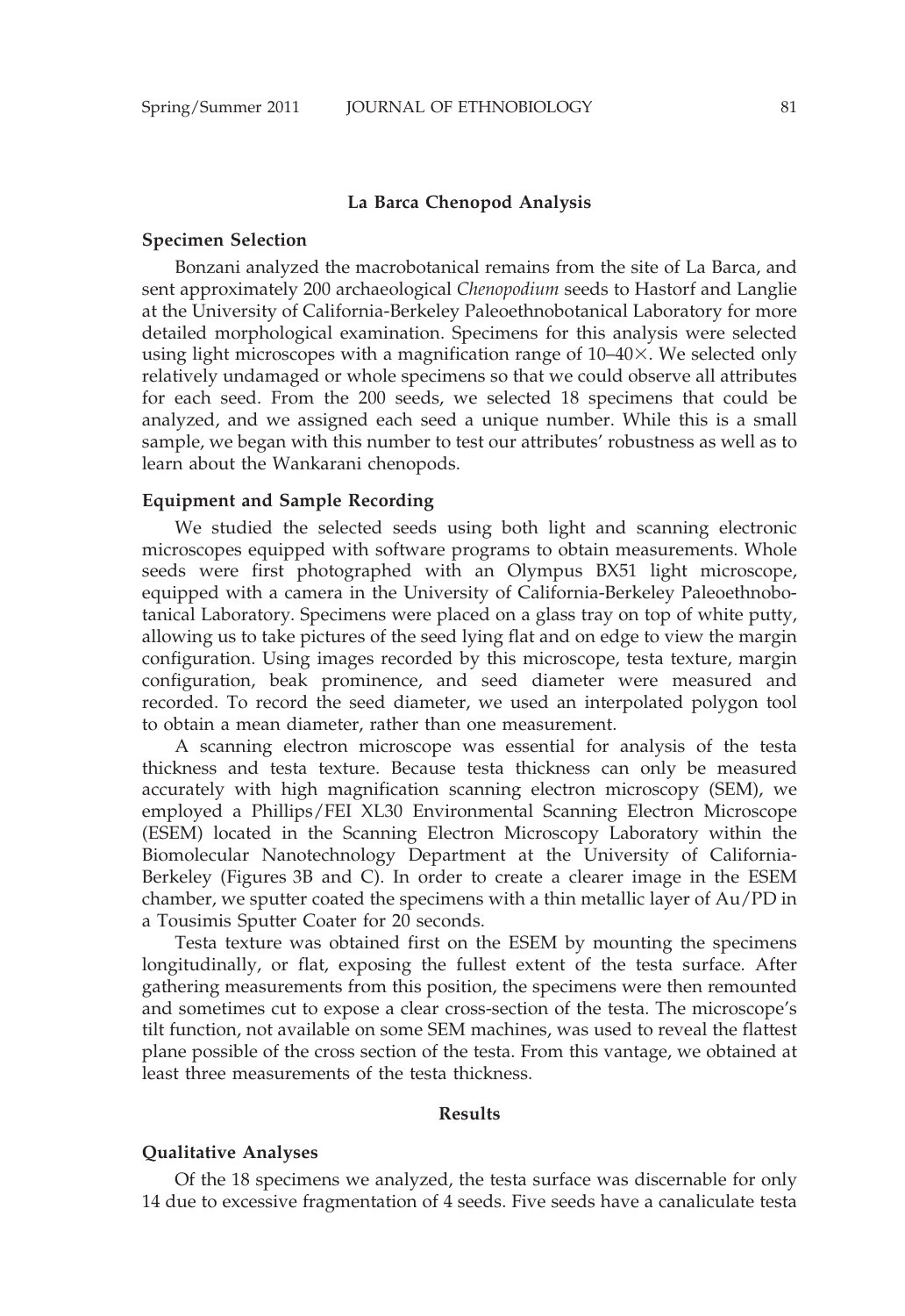## La Barca Chenopod Analysis

### Specimen Selection

Bonzani analyzed the macrobotanical remains from the site of La Barca, and sent approximately 200 archaeological *Chenopodium* seeds to Hastorf and Langlie at the University of California-Berkeley Paleoethnobotanical Laboratory for more detailed morphological examination. Specimens for this analysis were selected using light microscopes with a magnification range of 10–40×. We selected only relatively undamaged or whole specimens so that we could observe all attributes for each seed. From the 200 seeds, we selected 18 specimens that could be analyzed, and we assigned each seed a unique number. While this is a small sample, we began with this number to test our attributes' robustness as well as to learn about the Wankarani chenopods.

### Equipment and Sample Recording

We studied the selected seeds using both light and scanning electronic microscopes equipped with software programs to obtain measurements. Whole seeds were first photographed with an Olympus BX51 light microscope, equipped with a camera in the University of California-Berkeley Paleoethnobotanical Laboratory. Specimens were placed on a glass tray on top of white putty, allowing us to take pictures of the seed lying flat and on edge to view the margin configuration. Using images recorded by this microscope, testa texture, margin configuration, beak prominence, and seed diameter were measured and recorded. To record the seed diameter, we used an interpolated polygon tool to obtain a mean diameter, rather than one measurement.

A scanning electron microscope was essential for analysis of the testa thickness and testa texture. Because testa thickness can only be measured accurately with high magnification scanning electron microscopy (SEM), we employed a Phillips/FEI XL30 Environmental Scanning Electron Microscope (ESEM) located in the Scanning Electron Microscopy Laboratory within the Biomolecular Nanotechnology Department at the University of California-Berkeley (Figures 3B and C). In order to create a clearer image in the ESEM chamber, we sputter coated the specimens with a thin metallic layer of Au/PD in a Tousimis Sputter Coater for 20 seconds.

Testa texture was obtained first on the ESEM by mounting the specimens longitudinally, or flat, exposing the fullest extent of the testa surface. After gathering measurements from this position, the specimens were then remounted and sometimes cut to expose a clear cross-section of the testa. The microscope's tilt function, not available on some SEM machines, was used to reveal the flattest plane possible of the cross section of the testa. From this vantage, we obtained at least three measurements of the testa thickness.

## Results

### Qualitative Analyses

Of the 18 specimens we analyzed, the testa surface was discernable for only 14 due to excessive fragmentation of 4 seeds. Five seeds have a canaliculate testa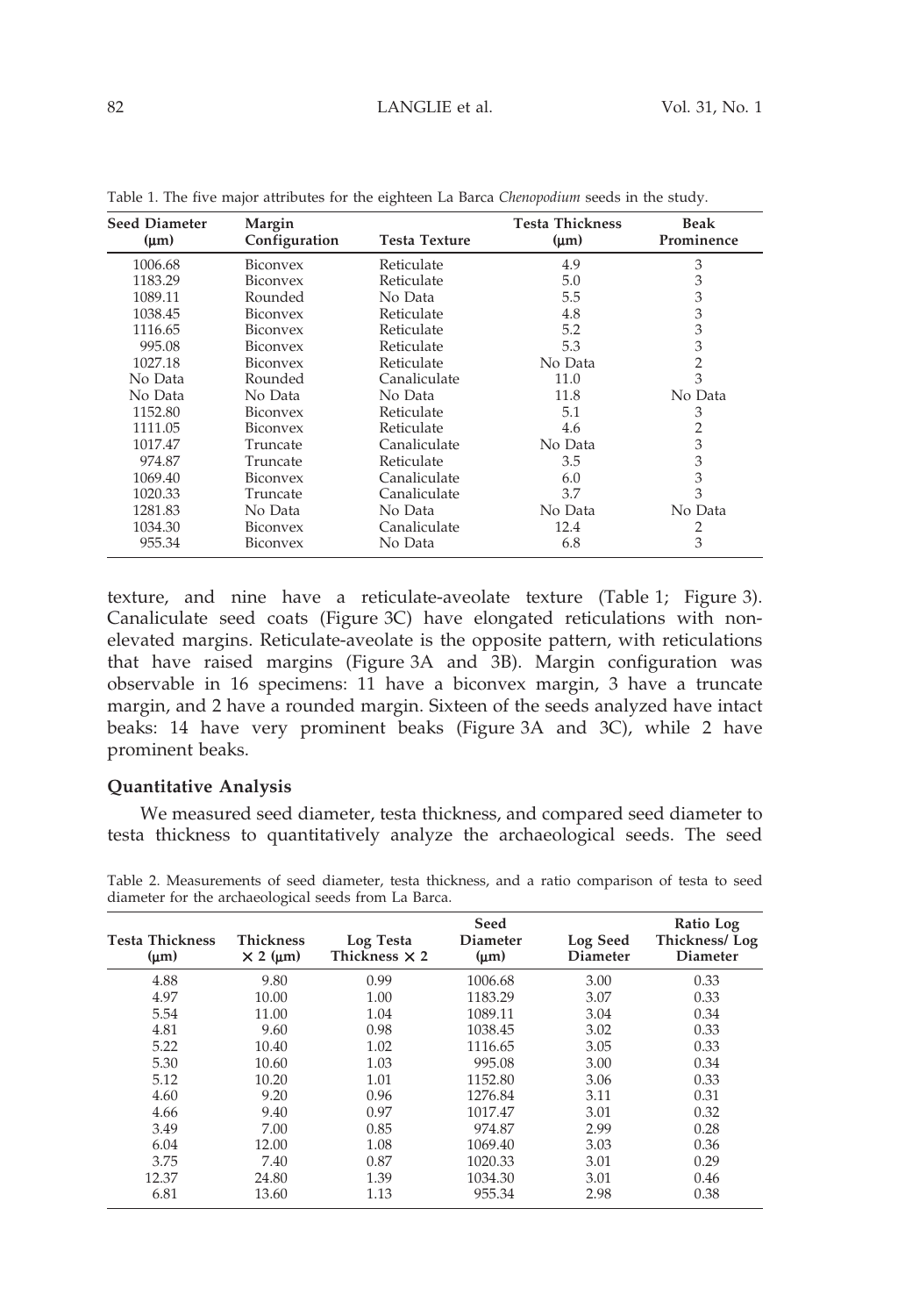Table 1. The five major attributes for the eighteen La Barca *Chenopodium* seeds in the study.

| Seed Diameter (μm) | Margin Configuration | Testa Texture | Testa Thickness (μm) | Beak Prominence |
|---|---|---|---|---|
| 1006.68 | Biconvex | Reticulate | 4.9 | 3 |
| 1183.29 | Biconvex | Reticulate | 5.0 | 3 |
| 1089.11 | Rounded | No Data | 5.5 | 3 |
| 1038.45 | Biconvex | Reticulate | 4.8 | 3 |
| 1116.65 | Biconvex | Reticulate | 5.2 | 3 |
| 995.08 | Biconvex | Reticulate | 5.3 | 3 |
| 1027.18 | Biconvex | Reticulate | No Data | 2 |
| No Data | Rounded | Canaliculate | 11.0 | 3 |
| No Data | No Data | No Data | 11.8 | No Data |
| 1152.80 | Biconvex | Reticulate | 5.1 | 3 |
| 1111.05 | Biconvex | Reticulate | 4.6 | 2 |
| 1017.47 | Truncate | Canaliculate | No Data | 3 |
| 974.87 | Truncate | Reticulate | 3.5 | 3 |
| 1069.40 | Biconvex | Canaliculate | 6.0 | 3 |
| 1020.33 | Truncate | Canaliculate | 3.7 | 3 |
| 1281.83 | No Data | No Data | No Data | No Data |
| 1034.30 | Biconvex | Canaliculate | 12.4 | 2 |
| 955.34 | Biconvex | No Data | 6.8 | 3 |

texture, and nine have a reticulate-aveolate texture (Table 1; Figure 3). Canaliculate seed coats (Figure 3C) have elongated reticulations with non-elevated margins. Reticulate-aveolate is the opposite pattern, with reticulations that have raised margins (Figure 3A and 3B). Margin configuration was observable in 16 specimens: 11 have a biconvex margin, 3 have a truncate margin, and 2 have a rounded margin. Sixteen of the seeds analyzed have intact beaks: 14 have very prominent beaks (Figure 3A and 3C), while 2 have prominent beaks.

### Quantitative Analysis

We measured seed diameter, testa thickness, and compared seed diameter to testa thickness to quantitatively analyze the archaeological seeds. The seed

Table 2. Measurements of seed diameter, testa thickness, and a ratio comparison of testa to seed diameter for the archaeological seeds from La Barca.

| Testa Thickness (μm) | Thickness × 2 (μm) | Log Testa Thickness × 2 | Seed Diameter (μm) | Log Seed Diameter | Ratio Log Thickness/ Log Diameter |
|---|---|---|---|---|---|
| 4.88 | 9.80 | 0.99 | 1006.68 | 3.00 | 0.33 |
| 4.97 | 10.00 | 1.00 | 1183.29 | 3.07 | 0.33 |
| 5.54 | 11.00 | 1.04 | 1089.11 | 3.04 | 0.34 |
| 4.81 | 9.60 | 0.98 | 1038.45 | 3.02 | 0.33 |
| 5.22 | 10.40 | 1.02 | 1116.65 | 3.05 | 0.33 |
| 5.30 | 10.60 | 1.03 | 995.08 | 3.00 | 0.34 |
| 5.12 | 10.20 | 1.01 | 1152.80 | 3.06 | 0.33 |
| 4.60 | 9.20 | 0.96 | 1276.84 | 3.11 | 0.31 |
| 4.66 | 9.40 | 0.97 | 1017.47 | 3.01 | 0.32 |
| 3.49 | 7.00 | 0.85 | 974.87 | 2.99 | 0.28 |
| 6.04 | 12.00 | 1.08 | 1069.40 | 3.03 | 0.36 |
| 3.75 | 7.40 | 0.87 | 1020.33 | 3.01 | 0.29 |
| 12.37 | 24.80 | 1.39 | 1034.30 | 3.01 | 0.46 |
| 6.81 | 13.60 | 1.13 | 955.34 | 2.98 | 0.38 |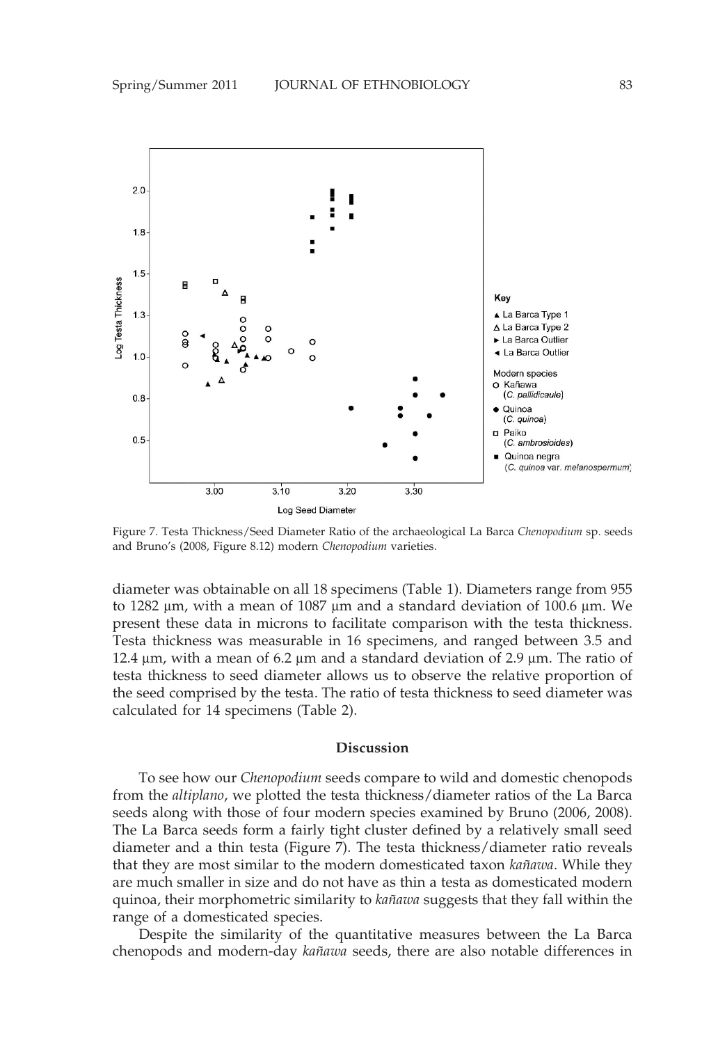Figure 7. Testa Thickness/Seed Diameter Ratio of the archaeological La Barca *Chenopodium* sp. seeds and Bruno's (2008, Figure 8.12) modern *Chenopodium* varieties.

diameter was obtainable on all 18 specimens (Table 1). Diameters range from 955 to 1282 µm, with a mean of 1087 µm and a standard deviation of 100.6 µm. We present these data in microns to facilitate comparison with the testa thickness. Testa thickness was measurable in 16 specimens, and ranged between 3.5 and 12.4 µm, with a mean of 6.2 µm and a standard deviation of 2.9 µm. The ratio of testa thickness to seed diameter allows us to observe the relative proportion of the seed comprised by the testa. The ratio of testa thickness to seed diameter was calculated for 14 specimens (Table 2).

## Discussion

To see how our *Chenopodium* seeds compare to wild and domestic chenopods from the *altiplano*, we plotted the testa thickness/diameter ratios of the La Barca seeds along with those of four modern species examined by Bruno (2006, 2008). The La Barca seeds form a fairly tight cluster defined by a relatively small seed diameter and a thin testa (Figure 7). The testa thickness/diameter ratio reveals that they are most similar to the modern domesticated taxon *kañawa*. While they are much smaller in size and do not have as thin a testa as domesticated modern quinoa, their morphometric similarity to *kañawa* suggests that they fall within the range of a domesticated species.

Despite the similarity of the quantitative measures between the La Barca chenopods and modern-day *kañawa* seeds, there are also notable differences in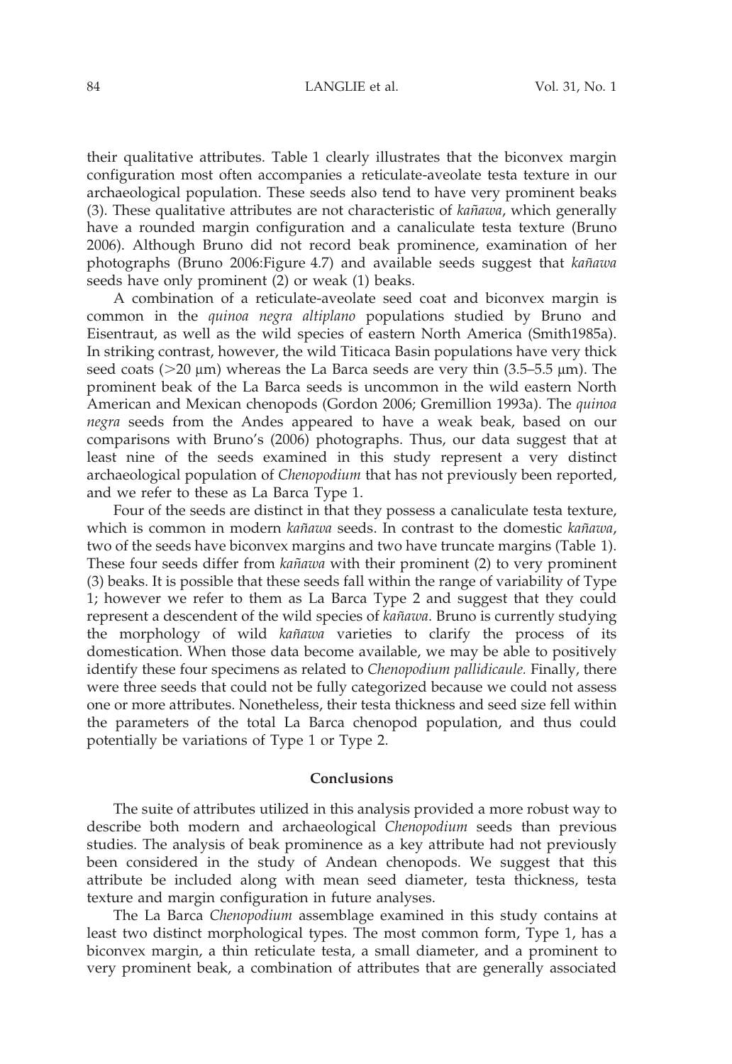their qualitative attributes. Table 1 clearly illustrates that the biconvex margin configuration most often accompanies a reticulate-aveolate testa texture in our archaeological population. These seeds also tend to have very prominent beaks (3). These qualitative attributes are not characteristic of *kañawa*, which generally have a rounded margin configuration and a canaliculate testa texture (Bruno 2006). Although Bruno did not record beak prominence, examination of her photographs (Bruno 2006:Figure 4.7) and available seeds suggest that *kañawa* seeds have only prominent (2) or weak (1) beaks.

A combination of a reticulate-aveolate seed coat and biconvex margin is common in the *quinoa negra altiplano* populations studied by Bruno and Eisentraut, as well as the wild species of eastern North America (Smith1985a). In striking contrast, however, the wild Titicaca Basin populations have very thick seed coats (>20 μm) whereas the La Barca seeds are very thin (3.5–5.5 μm). The prominent beak of the La Barca seeds is uncommon in the wild eastern North American and Mexican chenopods (Gordon 2006; Gremillion 1993a). The *quinoa negra* seeds from the Andes appeared to have a weak beak, based on our comparisons with Bruno's (2006) photographs. Thus, our data suggest that at least nine of the seeds examined in this study represent a very distinct archaeological population of *Chenopodium* that has not previously been reported, and we refer to these as La Barca Type 1.

Four of the seeds are distinct in that they possess a canaliculate testa texture, which is common in modern *kañawa* seeds. In contrast to the domestic *kañawa*, two of the seeds have biconvex margins and two have truncate margins (Table 1). These four seeds differ from *kañawa* with their prominent (2) to very prominent (3) beaks. It is possible that these seeds fall within the range of variability of Type 1; however we refer to them as La Barca Type 2 and suggest that they could represent a descendent of the wild species of *kañawa*. Bruno is currently studying the morphology of wild *kañawa* varieties to clarify the process of its domestication. When those data become available, we may be able to positively identify these four specimens as related to *Chenopodium pallidicaule.* Finally, there were three seeds that could not be fully categorized because we could not assess one or more attributes. Nonetheless, their testa thickness and seed size fell within the parameters of the total La Barca chenopod population, and thus could potentially be variations of Type 1 or Type 2.

## Conclusions

The suite of attributes utilized in this analysis provided a more robust way to describe both modern and archaeological *Chenopodium* seeds than previous studies. The analysis of beak prominence as a key attribute had not previously been considered in the study of Andean chenopods. We suggest that this attribute be included along with mean seed diameter, testa thickness, testa texture and margin configuration in future analyses.

The La Barca *Chenopodium* assemblage examined in this study contains at least two distinct morphological types. The most common form, Type 1, has a biconvex margin, a thin reticulate testa, a small diameter, and a prominent to very prominent beak, a combination of attributes that are generally associated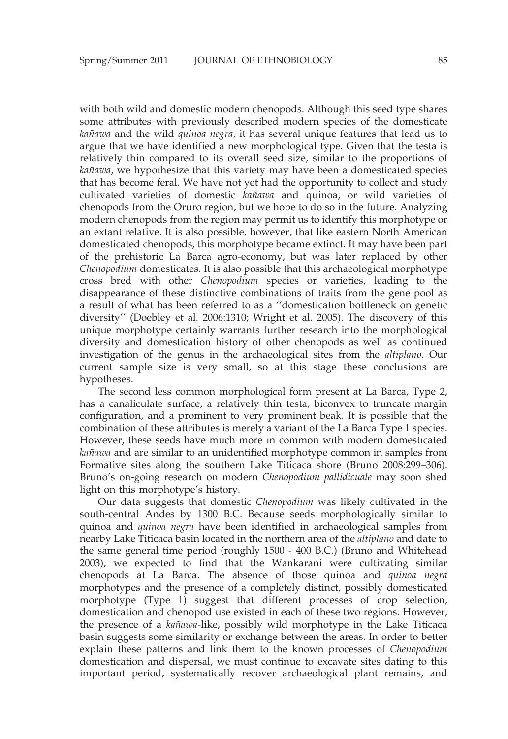with both wild and domestic modern chenopods. Although this seed type shares some attributes with previously described modern species of the domesticate *kañawa* and the wild *quinoa negra*, it has several unique features that lead us to argue that we have identified a new morphological type. Given that the testa is relatively thin compared to its overall seed size, similar to the proportions of *kañawa*, we hypothesize that this variety may have been a domesticated species that has become feral. We have not yet had the opportunity to collect and study cultivated varieties of domestic *kañawa* and quinoa, or wild varieties of chenopods from the Oruro region, but we hope to do so in the future. Analyzing modern chenopods from the region may permit us to identify this morphotype or an extant relative. It is also possible, however, that like eastern North American domesticated chenopods, this morphotype became extinct. It may have been part of the prehistoric La Barca agro-economy, but was later replaced by other *Chenopodium* domesticates. It is also possible that this archaeological morphotype cross bred with other *Chenopodium* species or varieties, leading to the disappearance of these distinctive combinations of traits from the gene pool as a result of what has been referred to as a ''domestication bottleneck on genetic diversity'' (Doebley et al. 2006:1310; Wright et al. 2005). The discovery of this unique morphotype certainly warrants further research into the morphological diversity and domestication history of other chenopods as well as continued investigation of the genus in the archaeological sites from the *altiplano*. Our current sample size is very small, so at this stage these conclusions are hypotheses.

The second less common morphological form present at La Barca, Type 2, has a canaliculate surface, a relatively thin testa, biconvex to truncate margin configuration, and a prominent to very prominent beak. It is possible that the combination of these attributes is merely a variant of the La Barca Type 1 species. However, these seeds have much more in common with modern domesticated *kañawa* and are similar to an unidentified morphotype common in samples from Formative sites along the southern Lake Titicaca shore (Bruno 2008:299–306). Bruno's on-going research on modern *Chenopodium pallidicuale* may soon shed light on this morphotype's history.

Our data suggests that domestic *Chenopodium* was likely cultivated in the south-central Andes by 1300 B.C. Because seeds morphologically similar to quinoa and *quinoa negra* have been identified in archaeological samples from nearby Lake Titicaca basin located in the northern area of the *altiplano* and date to the same general time period (roughly 1500 - 400 B.C.) (Bruno and Whitehead 2003), we expected to find that the Wankarani were cultivating similar chenopods at La Barca. The absence of those quinoa and *quinoa negra* morphotypes and the presence of a completely distinct, possibly domesticated morphotype (Type 1) suggest that different processes of crop selection, domestication and chenopod use existed in each of these two regions. However, the presence of a *kañawa*-like, possibly wild morphotype in the Lake Titicaca basin suggests some similarity or exchange between the areas. In order to better explain these patterns and link them to the known processes of *Chenopodium* domestication and dispersal, we must continue to excavate sites dating to this important period, systematically recover archaeological plant remains, and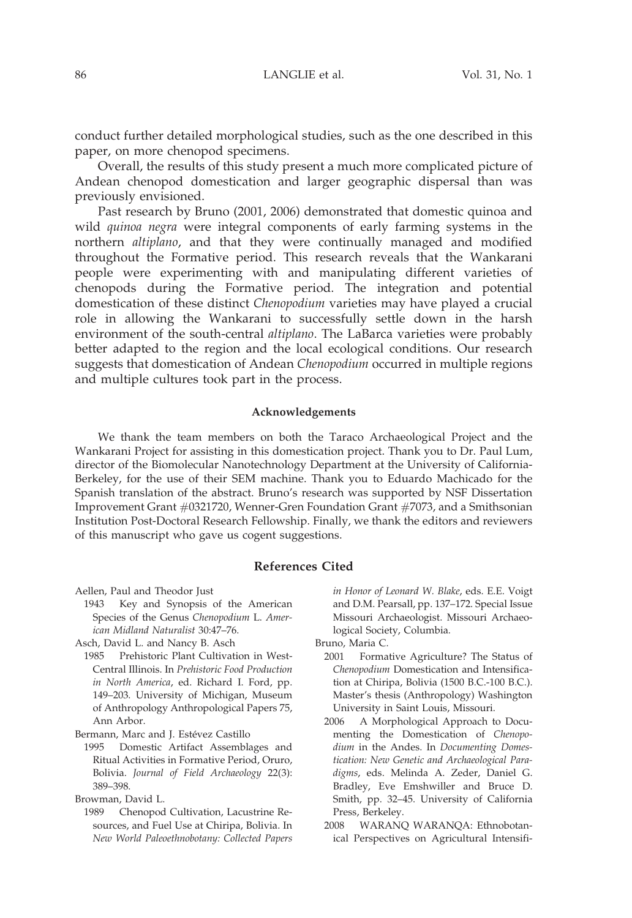conduct further detailed morphological studies, such as the one described in this paper, on more chenopod specimens.

Overall, the results of this study present a much more complicated picture of Andean chenopod domestication and larger geographic dispersal than was previously envisioned.

Past research by Bruno (2001, 2006) demonstrated that domestic quinoa and wild *quinoa negra* were integral components of early farming systems in the northern *altiplano*, and that they were continually managed and modified throughout the Formative period. This research reveals that the Wankarani people were experimenting with and manipulating different varieties of chenopods during the Formative period. The integration and potential domestication of these distinct *Chenopodium* varieties may have played a crucial role in allowing the Wankarani to successfully settle down in the harsh environment of the south-central *altiplano*. The LaBarca varieties were probably better adapted to the region and the local ecological conditions. Our research suggests that domestication of Andean *Chenopodium* occurred in multiple regions and multiple cultures took part in the process.

#### Acknowledgements

We thank the team members on both the Taraco Archaeological Project and the Wankarani Project for assisting in this domestication project. Thank you to Dr. Paul Lum, director of the Biomolecular Nanotechnology Department at the University of California-Berkeley, for the use of their SEM machine. Thank you to Eduardo Machicado for the Spanish translation of the abstract. Bruno's research was supported by NSF Dissertation Improvement Grant #0321720, Wenner-Gren Foundation Grant #7073, and a Smithsonian Institution Post-Doctoral Research Fellowship. Finally, we thank the editors and reviewers of this manuscript who gave us cogent suggestions.

## References Cited

Aellen, Paul and Theodor Just
1943 Key and Synopsis of the American Species of the Genus *Chenopodium* L. *American Midland Naturalist* 30:47–76.

Asch, David L. and Nancy B. Asch
1985 Prehistoric Plant Cultivation in West-Central Illinois. In *Prehistoric Food Production in North America*, ed. Richard I. Ford, pp. 149–203. University of Michigan, Museum of Anthropology Anthropological Papers 75, Ann Arbor.

Bermann, Marc and J. Estévez Castillo
1995 Domestic Artifact Assemblages and Ritual Activities in Formative Period, Oruro, Bolivia. *Journal of Field Archaeology* 22(3): 389–398.

Browman, David L.
1989 Chenopod Cultivation, Lacustrine Resources, and Fuel Use at Chiripa, Bolivia. In *New World Paleoethnobotany: Collected Papers in Honor of Leonard W. Blake*, eds. E.E. Voigt and D.M. Pearsall, pp. 137–172. Special Issue Missouri Archaeologist. Missouri Archaeological Society, Columbia.

Bruno, Maria C.
2001 Formative Agriculture? The Status of *Chenopodium* Domestication and Intensification at Chiripa, Bolivia (1500 B.C.-100 B.C.). Master's thesis (Anthropology) Washington University in Saint Louis, Missouri.
2006 A Morphological Approach to Documenting the Domestication of *Chenopodium* in the Andes. In *Documenting Domestication: New Genetic and Archaeological Paradigms*, eds. Melinda A. Zeder, Daniel G. Bradley, Eve Emshwiller and Bruce D. Smith, pp. 32–45. University of California Press, Berkeley.
2008 WARANQ WARANQA: Ethnobotanical Perspectives on Agricultural Intensifi-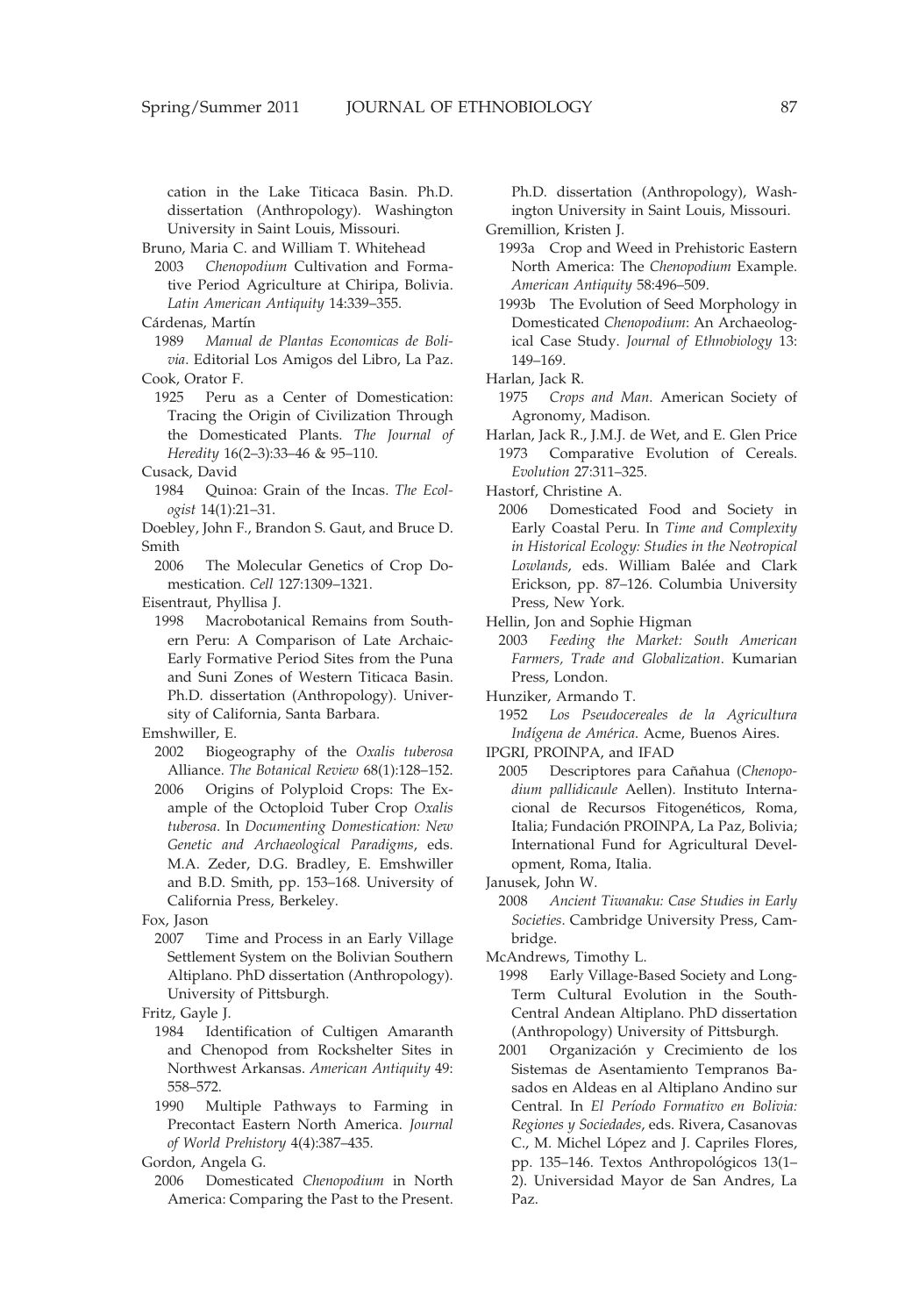cation in the Lake Titicaca Basin. Ph.D. dissertation (Anthropology). Washington University in Saint Louis, Missouri.

Bruno, Maria C. and William T. Whitehead
 2003 *Chenopodium* Cultivation and Formative Period Agriculture at Chiripa, Bolivia. *Latin American Antiquity* 14:339–355.

Cárdenas, Martín
 1989 *Manual de Plantas Economicas de Bolivia*. Editorial Los Amigos del Libro, La Paz.

Cook, Orator F.
 1925 Peru as a Center of Domestication: Tracing the Origin of Civilization Through the Domesticated Plants. *The Journal of Heredity* 16(2–3):33–46 & 95–110.

Cusack, David
 1984 Quinoa: Grain of the Incas. *The Ecologist* 14(1):21–31.

Doebley, John F., Brandon S. Gaut, and Bruce D. Smith
 2006 The Molecular Genetics of Crop Domestication. *Cell* 127:1309–1321.

Eisentraut, Phyllisa J.
 1998 Macrobotanical Remains from Southern Peru: A Comparison of Late Archaic-Early Formative Period Sites from the Puna and Suni Zones of Western Titicaca Basin. Ph.D. dissertation (Anthropology). University of California, Santa Barbara.

Emshwiller, E.
 2002 Biogeography of the *Oxalis tuberosa* Alliance. *The Botanical Review* 68(1):128–152.
 2006 Origins of Polyploid Crops: The Example of the Octoploid Tuber Crop *Oxalis tuberosa*. In *Documenting Domestication: New Genetic and Archaeological Paradigms*, eds. M.A. Zeder, D.G. Bradley, E. Emshwiller and B.D. Smith, pp. 153–168. University of California Press, Berkeley.

Fox, Jason
 2007 Time and Process in an Early Village Settlement System on the Bolivian Southern Altiplano. PhD dissertation (Anthropology). University of Pittsburgh.

Fritz, Gayle J.
 1984 Identification of Cultigen Amaranth and Chenopod from Rockshelter Sites in Northwest Arkansas. *American Antiquity* 49: 558–572.
 1990 Multiple Pathways to Farming in Precontact Eastern North America. *Journal of World Prehistory* 4(4):387–435.

Gordon, Angela G.
 2006 Domesticated *Chenopodium* in North America: Comparing the Past to the Present. Ph.D. dissertation (Anthropology), Washington University in Saint Louis, Missouri.

Gremillion, Kristen J.
 1993a Crop and Weed in Prehistoric Eastern North America: The *Chenopodium* Example. *American Antiquity* 58:496–509.
 1993b The Evolution of Seed Morphology in Domesticated *Chenopodium*: An Archaeological Case Study. *Journal of Ethnobiology* 13: 149–169.

Harlan, Jack R.
 1975 *Crops and Man*. American Society of Agronomy, Madison.

Harlan, Jack R., J.M.J. de Wet, and E. Glen Price
 1973 Comparative Evolution of Cereals. *Evolution* 27:311–325.

Hastorf, Christine A.
 2006 Domesticated Food and Society in Early Coastal Peru. In *Time and Complexity in Historical Ecology: Studies in the Neotropical Lowlands*, eds. William Balée and Clark Erickson, pp. 87–126. Columbia University Press, New York.

Hellin, Jon and Sophie Higman
 2003 *Feeding the Market: South American Farmers, Trade and Globalization*. Kumarian Press, London.

Hunziker, Armando T.
 1952 *Los Pseudocereales de la Agricultura Indígena de América*. Acme, Buenos Aires.

IPGRI, PROINPA, and IFAD
 2005 Descriptores para Cañahua (*Chenopodium pallidicaule* Aellen). Instituto Internacional de Recursos Fitogenéticos, Roma, Italia; Fundación PROINPA, La Paz, Bolivia; International Fund for Agricultural Development, Roma, Italia.

Janusek, John W.
 2008 *Ancient Tiwanaku: Case Studies in Early Societies*. Cambridge University Press, Cambridge.

McAndrews, Timothy L.
 1998 Early Village-Based Society and Long-Term Cultural Evolution in the South-Central Andean Altiplano. PhD dissertation (Anthropology) University of Pittsburgh.
 2001 Organización y Crecimiento de los Sistemas de Asentamiento Tempranos Basados en Aldeas en al Altiplano Andino sur Central. In *El Período Formativo en Bolivia: Regiones y Sociedades*, eds. Rivera, Casanovas C., M. Michel López and J. Capriles Flores, pp. 135–146. Textos Anthropológicos 13(1–2). Universidad Mayor de San Andres, La Paz.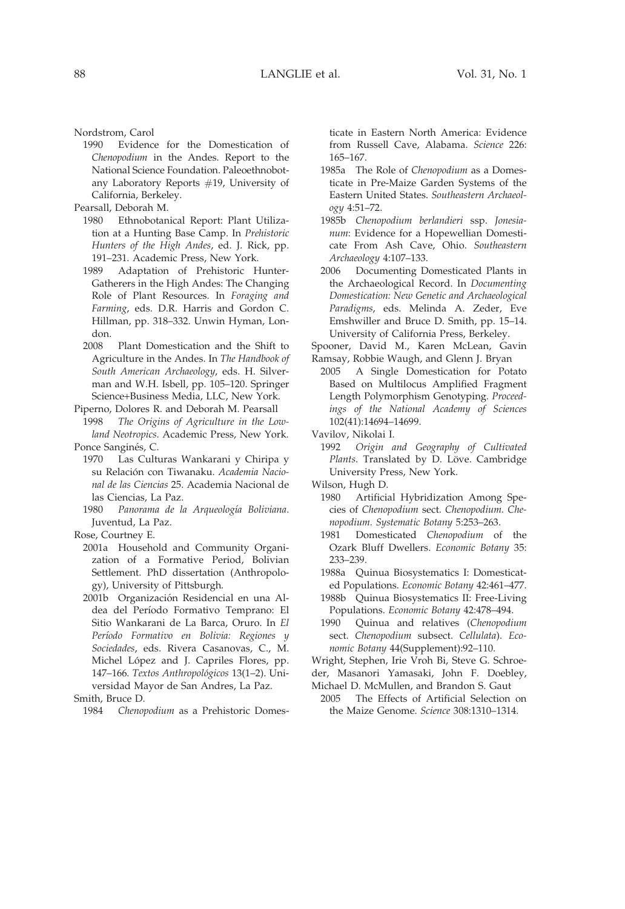Nordstrom, Carol

1990 Evidence for the Domestication of *Chenopodium* in the Andes. Report to the National Science Foundation. Paleoethnobotany Laboratory Reports #19, University of California, Berkeley.

Pearsall, Deborah M.

1980 Ethnobotanical Report: Plant Utilization at a Hunting Base Camp. In *Prehistoric Hunters of the High Andes*, ed. J. Rick, pp. 191–231. Academic Press, New York.

1989 Adaptation of Prehistoric Hunter-Gatherers in the High Andes: The Changing Role of Plant Resources. In *Foraging and Farming*, eds. D.R. Harris and Gordon C. Hillman, pp. 318–332. Unwin Hyman, London.

2008 Plant Domestication and the Shift to Agriculture in the Andes. In *The Handbook of South American Archaeology*, eds. H. Silverman and W.H. Isbell, pp. 105–120. Springer Science+Business Media, LLC, New York.

Piperno, Dolores R. and Deborah M. Pearsall

1998 *The Origins of Agriculture in the Lowland Neotropics*. Academic Press, New York.

Ponce Sanginés, C.

1970 Las Culturas Wankarani y Chiripa y su Relación con Tiwanaku. *Academia Nacional de las Ciencias* 25. Academia Nacional de las Ciencias, La Paz.

1980 *Panorama de la Arqueología Boliviana*. Juventud, La Paz.

Rose, Courtney E.

2001a Household and Community Organization of a Formative Period, Bolivian Settlement. PhD dissertation (Anthropology), University of Pittsburgh.

2001b Organización Residencial en una Aldea del Período Formativo Temprano: El Sitio Wankarani de La Barca, Oruro. In *El Período Formativo en Bolivia: Regiones y Sociedades*, eds. Rivera Casanovas, C., M. Michel López and J. Capriles Flores, pp. 147–166. *Textos Anthropológicos* 13(1–2). Universidad Mayor de San Andres, La Paz.

Smith, Bruce D.

1984 *Chenopodium* as a Prehistoric Domesticate in Eastern North America: Evidence from Russell Cave, Alabama. *Science* 226: 165–167.

1985a The Role of *Chenopodium* as a Domesticate in Pre-Maize Garden Systems of the Eastern United States. *Southeastern Archaeology* 4:51–72.

1985b *Chenopodium berlandieri* ssp. *Jonesianum*: Evidence for a Hopewellian Domesticate From Ash Cave, Ohio. *Southeastern Archaeology* 4:107–133.

2006 Documenting Domesticated Plants in the Archaeological Record. In *Documenting Domestication: New Genetic and Archaeological Paradigms*, eds. Melinda A. Zeder, Eve Emshwiller and Bruce D. Smith, pp. 15–14. University of California Press, Berkeley.

Spooner, David M., Karen McLean, Gavin Ramsay, Robbie Waugh, and Glenn J. Bryan

2005 A Single Domestication for Potato Based on Multilocus Amplified Fragment Length Polymorphism Genotyping. *Proceedings of the National Academy of Sciences* 102(41):14694–14699.

Vavilov, Nikolai I.

1992 *Origin and Geography of Cultivated Plants*. Translated by D. Löve. Cambridge University Press, New York.

Wilson, Hugh D.

1980 Artificial Hybridization Among Species of *Chenopodium* sect. *Chenopodium. Chenopodium. Systematic Botany* 5:253–263.

1981 Domesticated *Chenopodium* of the Ozark Bluff Dwellers. *Economic Botany* 35: 233–239.

1988a Quinua Biosystematics I: Domesticated Populations. *Economic Botany* 42:461–477.

1988b Quinua Biosystematics II: Free-Living Populations. *Economic Botany* 42:478–494.

1990 Quinua and relatives (*Chenopodium* sect. *Chenopodium* subsect. *Cellulata*). *Economic Botany* 44(Supplement):92–110.

Wright, Stephen, Irie Vroh Bi, Steve G. Schroeder, Masanori Yamasaki, John F. Doebley, Michael D. McMullen, and Brandon S. Gaut

2005 The Effects of Artificial Selection on the Maize Genome. *Science* 308:1310–1314.